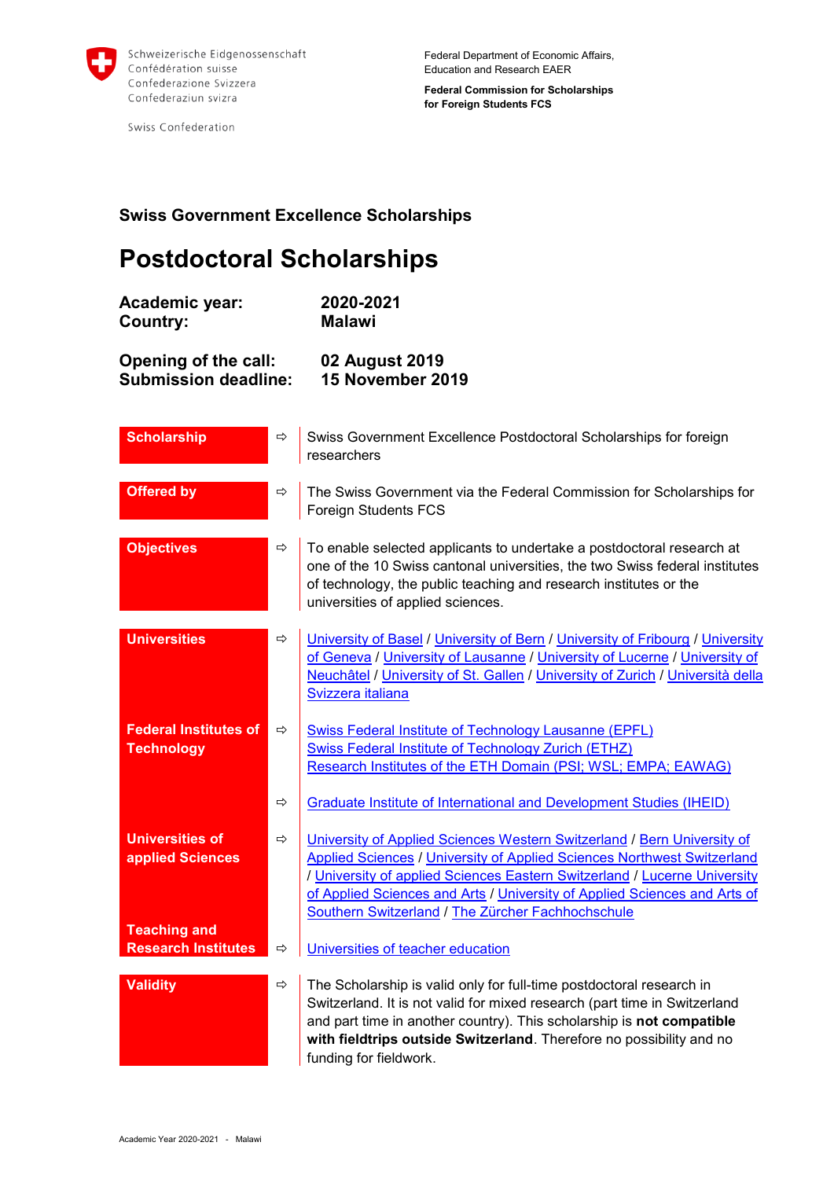Schweizerische Eidgenossenschaft
Confédération suisse
Confederazione Svizzera
Confederaziun svizra

Swiss Confederation

Federal Department of Economic Affairs, Education and Research EAER

**Federal Commission for Scholarships for Foreign Students FCS**

## Swiss Government Excellence Scholarships

# Postdoctoral Scholarships

| | |
|---|---|
| **Academic year:** | **2020-2021** |
| **Country:** | **Malawi** |
| **Opening of the call:** | **02 August 2019** |
| **Submission deadline:** | **15 November 2019** |

| | | |
|---|---|---|
| **Scholarship** | ⇨ | Swiss Government Excellence Postdoctoral Scholarships for foreign researchers |
| **Offered by** | ⇨ | The Swiss Government via the Federal Commission for Scholarships for Foreign Students FCS |
| **Objectives** | ⇨ | To enable selected applicants to undertake a postdoctoral research at one of the 10 Swiss cantonal universities, the two Swiss federal institutes of technology, the public teaching and research institutes or the universities of applied sciences. |
| **Universities** | ⇨ | University of Basel / University of Bern / University of Fribourg / University of Geneva / University of Lausanne / University of Lucerne / University of Neuchâtel / University of St. Gallen / University of Zurich / Università della Svizzera italiana |
| **Federal Institutes of Technology** | ⇨ | Swiss Federal Institute of Technology Lausanne (EPFL)<br>Swiss Federal Institute of Technology Zurich (ETHZ)<br>Research Institutes of the ETH Domain (PSI; WSL; EMPA; EAWAG) |
| | ⇨ | Graduate Institute of International and Development Studies (IHEID) |
| **Universities of applied Sciences** | ⇨ | University of Applied Sciences Western Switzerland / Bern University of Applied Sciences / University of Applied Sciences Northwest Switzerland / University of applied Sciences Eastern Switzerland / Lucerne University of Applied Sciences and Arts / University of Applied Sciences and Arts of Southern Switzerland / The Zürcher Fachhochschule |
| **Teaching and Research Institutes** | ⇨ | Universities of teacher education |
| **Validity** | ⇨ | The Scholarship is valid only for full-time postdoctoral research in Switzerland. It is not valid for mixed research (part time in Switzerland and part time in another country). This scholarship is **not compatible with fieldtrips outside Switzerland**. Therefore no possibility and no funding for fieldwork. |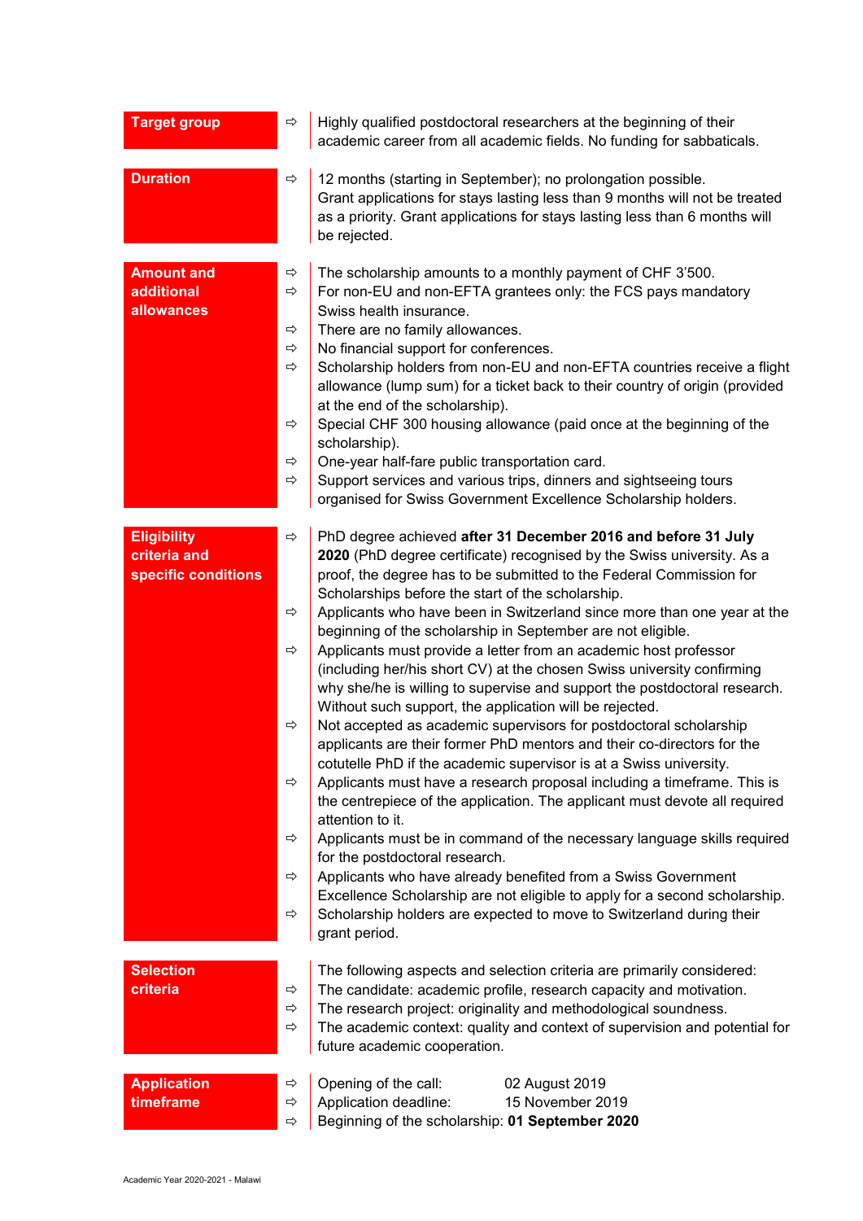**Target group**

- Highly qualified postdoctoral researchers at the beginning of their academic career from all academic fields. No funding for sabbaticals.

**Duration**

- 12 months (starting in September); no prolongation possible. Grant applications for stays lasting less than 9 months will not be treated as a priority. Grant applications for stays lasting less than 6 months will be rejected.

**Amount and additional allowances**

- The scholarship amounts to a monthly payment of CHF 3'500.
- For non-EU and non-EFTA grantees only: the FCS pays mandatory Swiss health insurance.
- There are no family allowances.
- No financial support for conferences.
- Scholarship holders from non-EU and non-EFTA countries receive a flight allowance (lump sum) for a ticket back to their country of origin (provided at the end of the scholarship).
- Special CHF 300 housing allowance (paid once at the beginning of the scholarship).
- One-year half-fare public transportation card.
- Support services and various trips, dinners and sightseeing tours organised for Swiss Government Excellence Scholarship holders.

**Eligibility criteria and specific conditions**

- PhD degree achieved **after 31 December 2016 and before 31 July 2020** (PhD degree certificate) recognised by the Swiss university. As a proof, the degree has to be submitted to the Federal Commission for Scholarships before the start of the scholarship.
- Applicants who have been in Switzerland since more than one year at the beginning of the scholarship in September are not eligible.
- Applicants must provide a letter from an academic host professor (including her/his short CV) at the chosen Swiss university confirming why she/he is willing to supervise and support the postdoctoral research. Without such support, the application will be rejected.
- Not accepted as academic supervisors for postdoctoral scholarship applicants are their former PhD mentors and their co-directors for the cotutelle PhD if the academic supervisor is at a Swiss university.
- Applicants must have a research proposal including a timeframe. This is the centrepiece of the application. The applicant must devote all required attention to it.
- Applicants must be in command of the necessary language skills required for the postdoctoral research.
- Applicants who have already benefited from a Swiss Government Excellence Scholarship are not eligible to apply for a second scholarship.
- Scholarship holders are expected to move to Switzerland during their grant period.

**Selection criteria**

The following aspects and selection criteria are primarily considered:

- The candidate: academic profile, research capacity and motivation.
- The research project: originality and methodological soundness.
- The academic context: quality and context of supervision and potential for future academic cooperation.

**Application timeframe**

- Opening of the call: 02 August 2019
- Application deadline: 15 November 2019
- Beginning of the scholarship: **01 September 2020**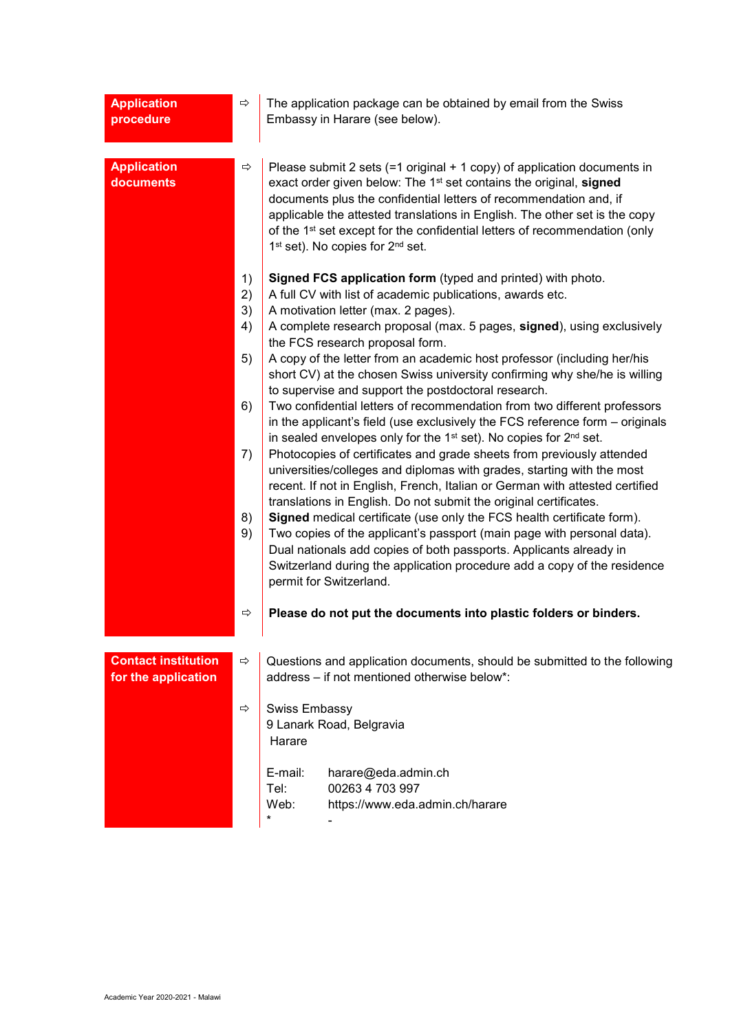## Application procedure

⇨ The application package can be obtained by email from the Swiss Embassy in Harare (see below).

## Application documents

⇨ Please submit 2 sets (=1 original + 1 copy) of application documents in exact order given below: The 1st set contains the original, **signed** documents plus the confidential letters of recommendation and, if applicable the attested translations in English. The other set is the copy of the 1st set except for the confidential letters of recommendation (only 1st set). No copies for 2nd set.

1) **Signed FCS application form** (typed and printed) with photo.
2) A full CV with list of academic publications, awards etc.
3) A motivation letter (max. 2 pages).
4) A complete research proposal (max. 5 pages, **signed**), using exclusively the FCS research proposal form.
5) A copy of the letter from an academic host professor (including her/his short CV) at the chosen Swiss university confirming why she/he is willing to supervise and support the postdoctoral research.
6) Two confidential letters of recommendation from two different professors in the applicant's field (use exclusively the FCS reference form – originals in sealed envelopes only for the 1st set). No copies for 2nd set.
7) Photocopies of certificates and grade sheets from previously attended universities/colleges and diplomas with grades, starting with the most recent. If not in English, French, Italian or German with attested certified translations in English. Do not submit the original certificates.
8) **Signed** medical certificate (use only the FCS health certificate form).
9) Two copies of the applicant's passport (main page with personal data). Dual nationals add copies of both passports. Applicants already in Switzerland during the application procedure add a copy of the residence permit for Switzerland.

⇨ **Please do not put the documents into plastic folders or binders.**

## Contact institution for the application

⇨ Questions and application documents, should be submitted to the following address – if not mentioned otherwise below*:

⇨ Swiss Embassy
9 Lanark Road, Belgravia
Harare

E-mail: harare@eda.admin.ch
Tel: 00263 4 703 997
Web: https://www.eda.admin.ch/harare
* -